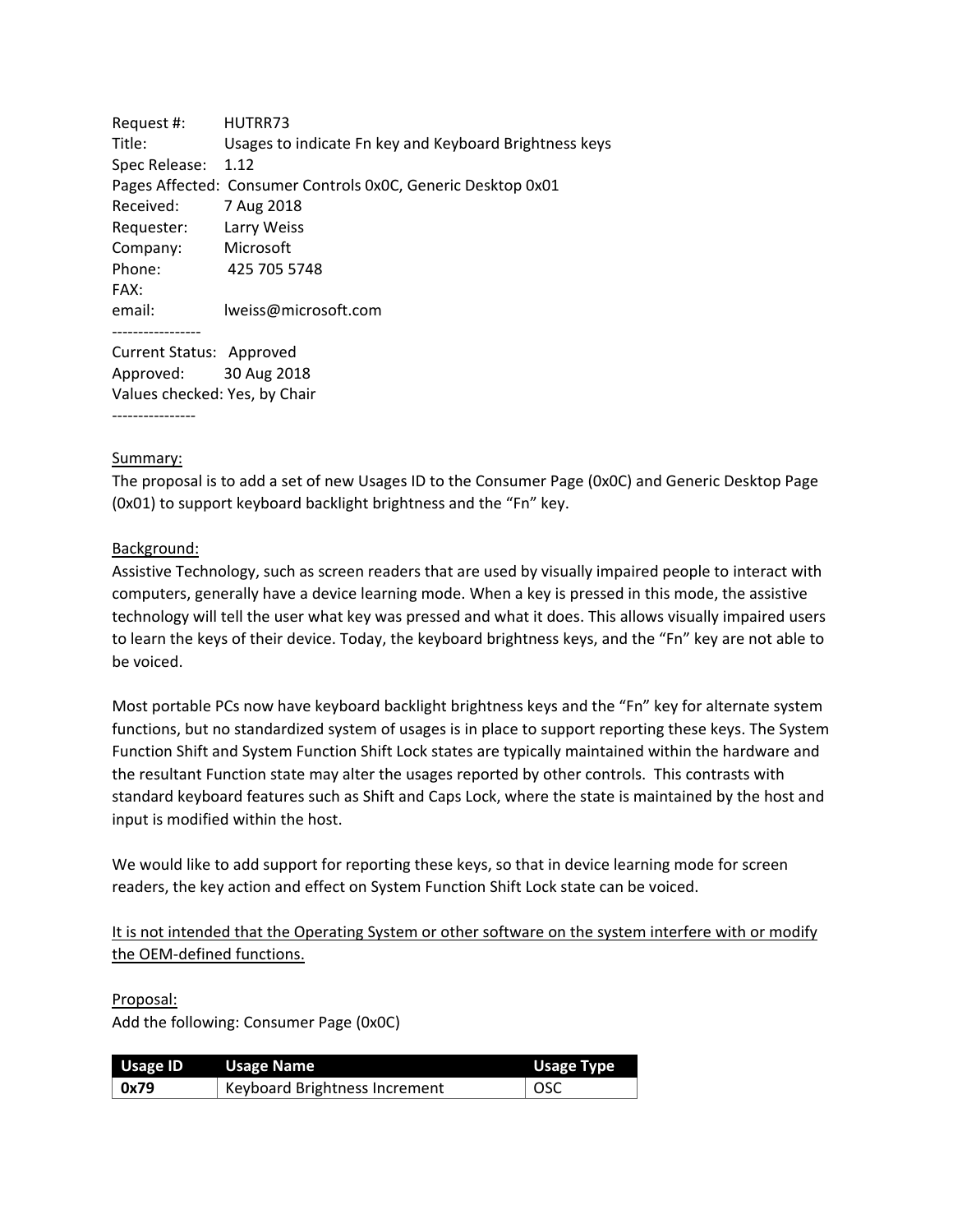Request #: HUTRR73
Title: Usages to indicate Fn key and Keyboard Brightness keys
Spec Release: 1.12
Pages Affected: Consumer Controls 0x0C, Generic Desktop 0x01
Received: 7 Aug 2018
Requester: Larry Weiss
Company: Microsoft
Phone: 425 705 5748
FAX:
email: lweiss@microsoft.com

-----------------

Current Status: Approved
Approved: 30 Aug 2018
Values checked: Yes, by Chair

----------------

Summary:

The proposal is to add a set of new Usages ID to the Consumer Page (0x0C) and Generic Desktop Page (0x01) to support keyboard backlight brightness and the "Fn" key.

Background:

Assistive Technology, such as screen readers that are used by visually impaired people to interact with computers, generally have a device learning mode. When a key is pressed in this mode, the assistive technology will tell the user what key was pressed and what it does. This allows visually impaired users to learn the keys of their device. Today, the keyboard brightness keys, and the "Fn" key are not able to be voiced.

Most portable PCs now have keyboard backlight brightness keys and the "Fn" key for alternate system functions, but no standardized system of usages is in place to support reporting these keys. The System Function Shift and System Function Shift Lock states are typically maintained within the hardware and the resultant Function state may alter the usages reported by other controls. This contrasts with standard keyboard features such as Shift and Caps Lock, where the state is maintained by the host and input is modified within the host.

We would like to add support for reporting these keys, so that in device learning mode for screen readers, the key action and effect on System Function Shift Lock state can be voiced.

<u>It is not intended that the Operating System or other software on the system interfere with or modify the OEM-defined functions.</u>

Proposal:

Add the following: Consumer Page (0x0C)

| Usage ID | Usage Name | Usage Type |
|---|---|---|
| **0x79** | Keyboard Brightness Increment | OSC |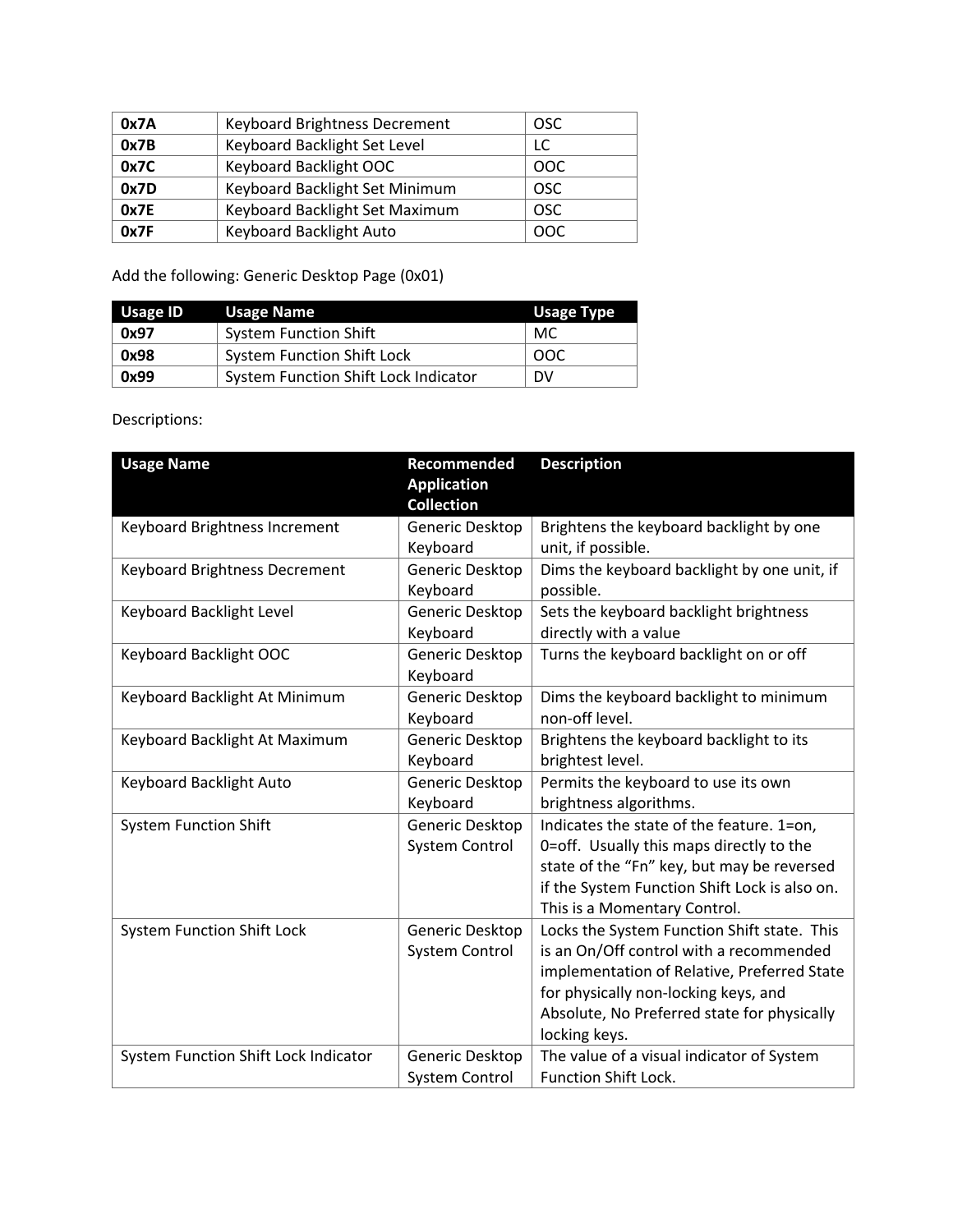| | | |
|---|---|---|
| **0x7A** | Keyboard Brightness Decrement | OSC |
| **0x7B** | Keyboard Backlight Set Level | LC |
| **0x7C** | Keyboard Backlight OOC | OOC |
| **0x7D** | Keyboard Backlight Set Minimum | OSC |
| **0x7E** | Keyboard Backlight Set Maximum | OSC |
| **0x7F** | Keyboard Backlight Auto | OOC |

Add the following: Generic Desktop Page (0x01)

| Usage ID | Usage Name | Usage Type |
|---|---|---|
| **0x97** | System Function Shift | MC |
| **0x98** | System Function Shift Lock | OOC |
| **0x99** | System Function Shift Lock Indicator | DV |

Descriptions:

| Usage Name | Recommended Application Collection | Description |
|---|---|---|
| Keyboard Brightness Increment | Generic Desktop Keyboard | Brightens the keyboard backlight by one unit, if possible. |
| Keyboard Brightness Decrement | Generic Desktop Keyboard | Dims the keyboard backlight by one unit, if possible. |
| Keyboard Backlight Level | Generic Desktop Keyboard | Sets the keyboard backlight brightness directly with a value |
| Keyboard Backlight OOC | Generic Desktop Keyboard | Turns the keyboard backlight on or off |
| Keyboard Backlight At Minimum | Generic Desktop Keyboard | Dims the keyboard backlight to minimum non-off level. |
| Keyboard Backlight At Maximum | Generic Desktop Keyboard | Brightens the keyboard backlight to its brightest level. |
| Keyboard Backlight Auto | Generic Desktop Keyboard | Permits the keyboard to use its own brightness algorithms. |
| System Function Shift | Generic Desktop System Control | Indicates the state of the feature. 1=on, 0=off. Usually this maps directly to the state of the "Fn" key, but may be reversed if the System Function Shift Lock is also on. This is a Momentary Control. |
| System Function Shift Lock | Generic Desktop System Control | Locks the System Function Shift state. This is an On/Off control with a recommended implementation of Relative, Preferred State for physically non-locking keys, and Absolute, No Preferred state for physically locking keys. |
| System Function Shift Lock Indicator | Generic Desktop System Control | The value of a visual indicator of System Function Shift Lock. |